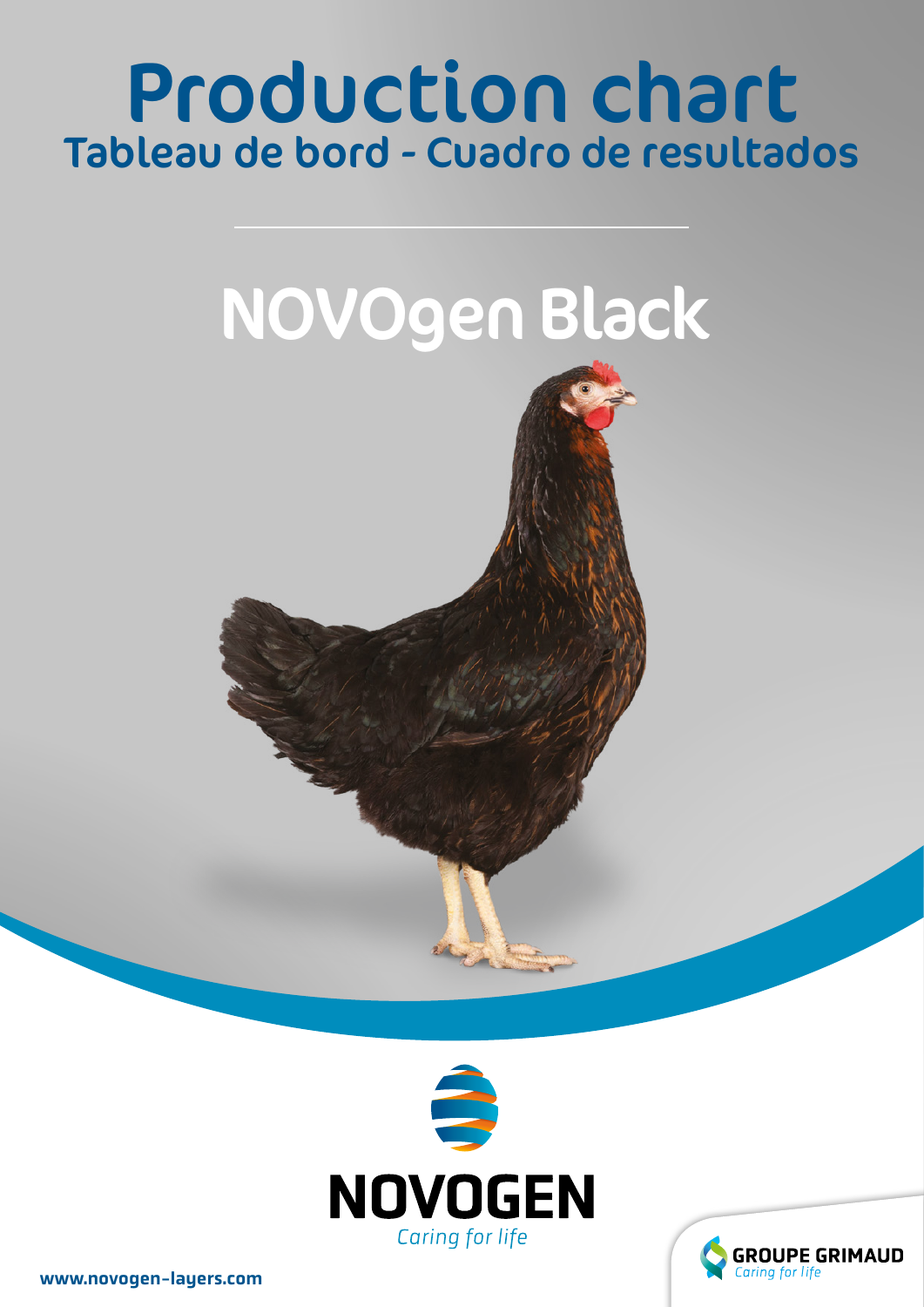# Production chart

## Tableau de bord - Cuadro de resultados

# NOVOgen Black

NOVOGEN

*Caring for life*

GROUPE GRIMAUD

*Caring for life*

www.novogen-layers.com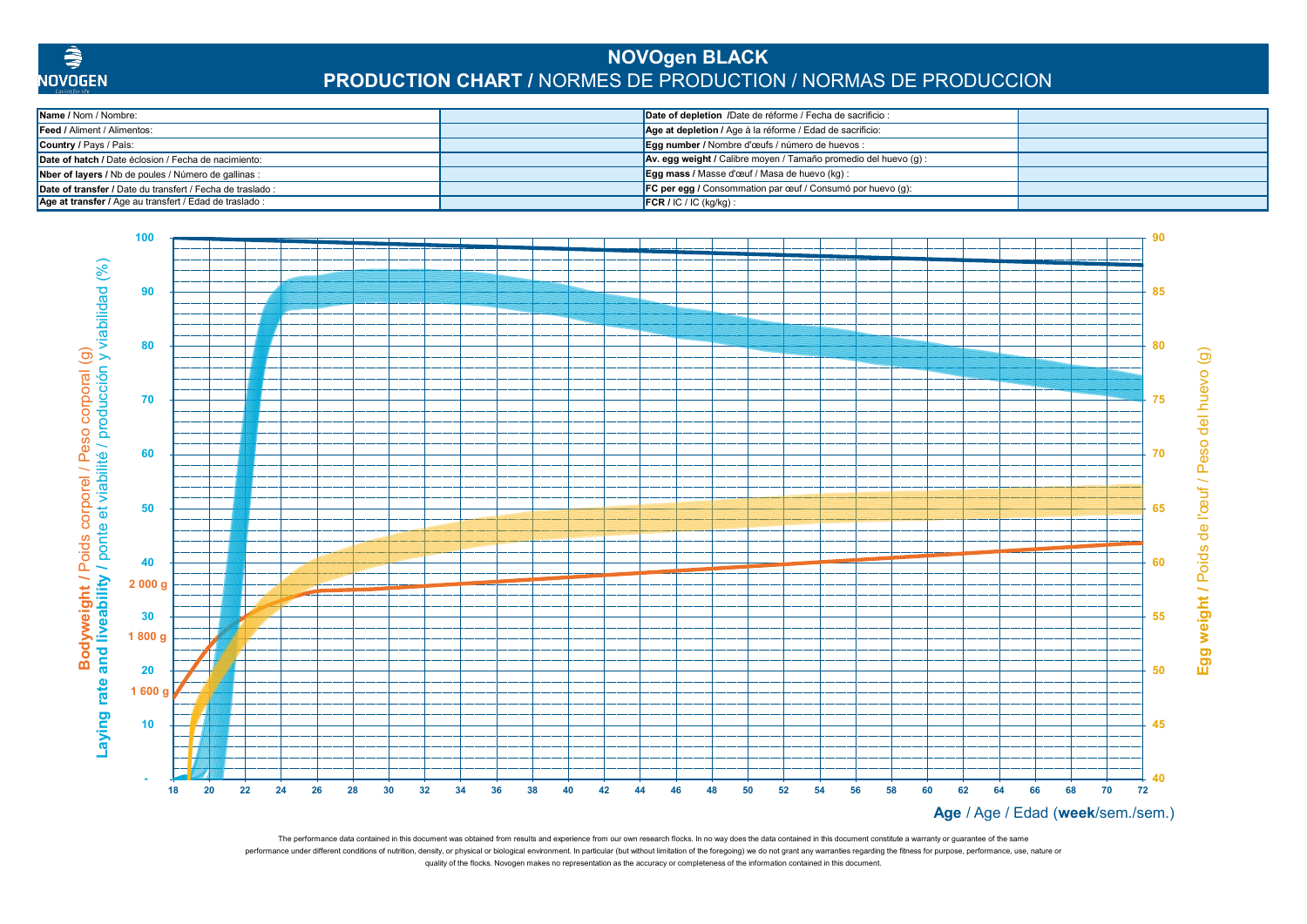# NOVOgen BLACK

## PRODUCTION CHART / NORMES DE PRODUCTION / NORMAS DE PRODUCCION

| | | | |
|---|---|---|---|
| **Name /** Nom / Nombre: | | **Date of depletion** /Date de réforme / Fecha de sacrificio : | |
| **Feed /** Aliment / Alimentos: | | **Age at depletion /** Age à la réforme / Edad de sacrificio: | |
| **Country /** Pays / País: | | **Egg number /** Nombre d'œufs / número de huevos : | |
| **Date of hatch /** Date éclosion / Fecha de nacimiento: | | **Av. egg weight /** Calibre moyen / Tamaño promedio del huevo (g) : | |
| **Nber of layers /** Nb de poules / Número de gallinas : | | **Egg mass /** Masse d'œuf / Masa de huevo (kg) : | |
| **Date of transfer /** Date du transfert / Fecha de traslado : | | **FC per egg /** Consommation par œuf / Consumó por huevo (g): | |
| **Age at transfer /** Age au transfert / Edad de traslado : | | **FCR /** IC / IC (kg/kg) : | |

**Bodyweight /** Poids corporel / Peso corporal (g)

**Laying rate and liveability /** ponte et viabilité / producción y viabilidad (%)

**Egg weight /** Poids de l'œuf / Peso del huevo (g)

**Age** / Age / Edad (**week**/sem./sem.)

The performance data contained in this document was obtained from results and experience from our own research flocks. In no way does the data contained in this document constitute a warranty or guarantee of the same performance under different conditions of nutrition, density, or physical or biological environment. In particular (but without limitation of the foregoing) we do not grant any warranties regarding the fitness for purpose, performance, use, nature or quality of the flocks. Novogen makes no representation as the accuracy or completeness of the information contained in this document.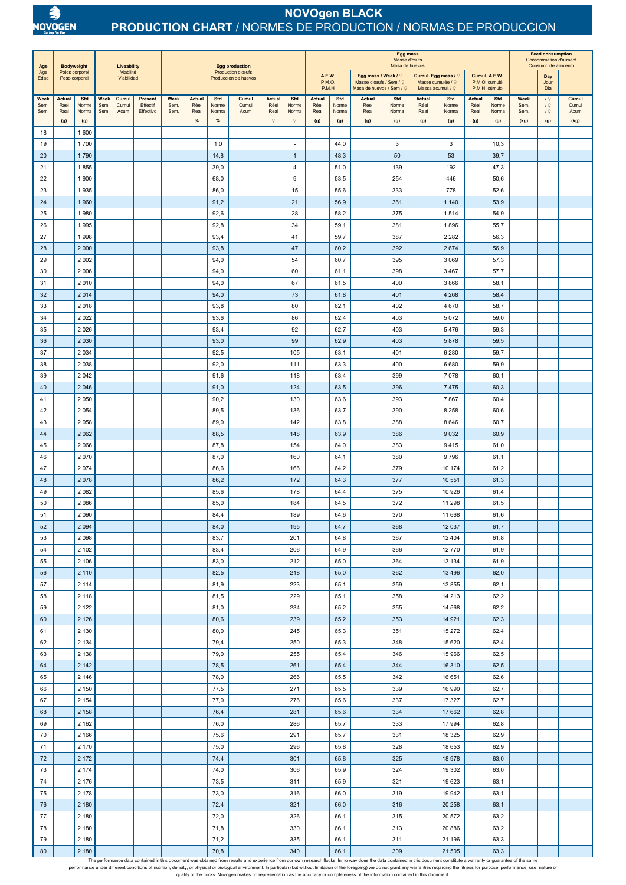# NOVOgen BLACK

## PRODUCTION CHART / NORMES DE PRODUCTION / NORMAS DE PRODUCCION

| Age Age Edad | Bodyweight Poids corporel Peso corporal | | Liveability Viabilité Viabilidad | | | Egg production Production d'œufs Produccion de huevos | | | | | | Egg mass Masse d'œufs Masa de huevos | | | | | | | | Feed consumption Consommation d'aliment Consumo de alimiento | | |
|---|---|---|---|---|---|---|---|---|---|---|---|---|---|---|---|---|---|---|---|---|---|---|
| | | | | | | | | | | | | A.E.W. P.M.O. P.M.H | | Egg mass / Week / ♀ Masse d'œufs / Sem / ♀ Masa de huevos / Sem / ♀ | | Cumul. Egg mass / ♀ Masse cumulée / ♀ Massa acumul. / ♀ | | Cumul. A.E.W. P.M.O. cumulé P.M.H. cúmulo | | | Day Jour Dia | |
| Week Sem. Sem. | Actual Réel Real (g) | Std Norme Norma (g) | Week Sem. Sem. | Cumul Cumul Acum | Present Effectif Effectivo | Week Sem. Sem. | Actual Réel Real % | Std Norme Norma % | Cumul Cumul Acum | Actual Réel Real ♀ | Std Norme Norma ♀ | Actual Réel Real (g) | Std Norme Norma (g) | Actual Réel Real (g) | Std Norme Norma (g) | Actual Réel Real (g) | Std Norme Norma (g) | Actual Réel Real (g) | Std Norme Norma (g) | Week Sem. Sem. (kg) | / ♀ / ♀ / ♀ (g) | Cumul Cumul Acum (kg) |
| 18 | | 1 600 | | | | | | - | | | - | | - | | - | | - | | - | | | |
| 19 | | 1 700 | | | | | | 1,0 | | | - | | 44,0 | | 3 | | 3 | | 10,3 | | | |
| 20 | | 1 790 | | | | | | 14,8 | | | 1 | | 48,3 | | 50 | | 53 | | 39,7 | | | |
| 21 | | 1 855 | | | | | | 39,0 | | | 4 | | 51,0 | | 139 | | 192 | | 47,3 | | | |
| 22 | | 1 900 | | | | | | 68,0 | | | 9 | | 53,5 | | 254 | | 446 | | 50,6 | | | |
| 23 | | 1 935 | | | | | | 86,0 | | | 15 | | 55,6 | | 333 | | 778 | | 52,6 | | | |
| 24 | | 1 960 | | | | | | 91,2 | | | 21 | | 56,9 | | 361 | | 1 140 | | 53,9 | | | |
| 25 | | 1 980 | | | | | | 92,6 | | | 28 | | 58,2 | | 375 | | 1 514 | | 54,9 | | | |
| 26 | | 1 995 | | | | | | 92,8 | | | 34 | | 59,1 | | 381 | | 1 896 | | 55,7 | | | |
| 27 | | 1 998 | | | | | | 93,4 | | | 41 | | 59,7 | | 387 | | 2 282 | | 56,3 | | | |
| 28 | | 2 000 | | | | | | 93,8 | | | 47 | | 60,2 | | 392 | | 2 674 | | 56,9 | | | |
| 29 | | 2 002 | | | | | | 94,0 | | | 54 | | 60,7 | | 395 | | 3 069 | | 57,3 | | | |
| 30 | | 2 006 | | | | | | 94,0 | | | 60 | | 61,1 | | 398 | | 3 467 | | 57,7 | | | |
| 31 | | 2 010 | | | | | | 94,0 | | | 67 | | 61,5 | | 400 | | 3 866 | | 58,1 | | | |
| 32 | | 2 014 | | | | | | 94,0 | | | 73 | | 61,8 | | 401 | | 4 268 | | 58,4 | | | |
| 33 | | 2 018 | | | | | | 93,8 | | | 80 | | 62,1 | | 402 | | 4 670 | | 58,7 | | | |
| 34 | | 2 022 | | | | | | 93,6 | | | 86 | | 62,4 | | 403 | | 5 072 | | 59,0 | | | |
| 35 | | 2 026 | | | | | | 93,4 | | | 92 | | 62,7 | | 403 | | 5 476 | | 59,3 | | | |
| 36 | | 2 030 | | | | | | 93,0 | | | 99 | | 62,9 | | 403 | | 5 878 | | 59,5 | | | |
| 37 | | 2 034 | | | | | | 92,5 | | | 105 | | 63,1 | | 401 | | 6 280 | | 59,7 | | | |
| 38 | | 2 038 | | | | | | 92,0 | | | 111 | | 63,3 | | 400 | | 6 680 | | 59,9 | | | |
| 39 | | 2 042 | | | | | | 91,6 | | | 118 | | 63,4 | | 399 | | 7 078 | | 60,1 | | | |
| 40 | | 2 046 | | | | | | 91,0 | | | 124 | | 63,5 | | 396 | | 7 475 | | 60,3 | | | |
| 41 | | 2 050 | | | | | | 90,2 | | | 130 | | 63,6 | | 393 | | 7 867 | | 60,4 | | | |
| 42 | | 2 054 | | | | | | 89,5 | | | 136 | | 63,7 | | 390 | | 8 258 | | 60,6 | | | |
| 43 | | 2 058 | | | | | | 89,0 | | | 142 | | 63,8 | | 388 | | 8 646 | | 60,7 | | | |
| 44 | | 2 062 | | | | | | 88,5 | | | 148 | | 63,9 | | 386 | | 9 032 | | 60,9 | | | |
| 45 | | 2 066 | | | | | | 87,8 | | | 154 | | 64,0 | | 383 | | 9 415 | | 61,0 | | | |
| 46 | | 2 070 | | | | | | 87,0 | | | 160 | | 64,1 | | 380 | | 9 796 | | 61,1 | | | |
| 47 | | 2 074 | | | | | | 86,6 | | | 166 | | 64,2 | | 379 | | 10 174 | | 61,2 | | | |
| 48 | | 2 078 | | | | | | 86,2 | | | 172 | | 64,3 | | 377 | | 10 551 | | 61,3 | | | |
| 49 | | 2 082 | | | | | | 85,6 | | | 178 | | 64,4 | | 375 | | 10 926 | | 61,4 | | | |
| 50 | | 2 086 | | | | | | 85,0 | | | 184 | | 64,5 | | 372 | | 11 298 | | 61,5 | | | |
| 51 | | 2 090 | | | | | | 84,4 | | | 189 | | 64,6 | | 370 | | 11 668 | | 61,6 | | | |
| 52 | | 2 094 | | | | | | 84,0 | | | 195 | | 64,7 | | 368 | | 12 037 | | 61,7 | | | |
| 53 | | 2 098 | | | | | | 83,7 | | | 201 | | 64,8 | | 367 | | 12 404 | | 61,8 | | | |
| 54 | | 2 102 | | | | | | 83,4 | | | 206 | | 64,9 | | 366 | | 12 770 | | 61,9 | | | |
| 55 | | 2 106 | | | | | | 83,0 | | | 212 | | 65,0 | | 364 | | 13 134 | | 61,9 | | | |
| 56 | | 2 110 | | | | | | 82,5 | | | 218 | | 65,0 | | 362 | | 13 496 | | 62,0 | | | |
| 57 | | 2 114 | | | | | | 81,9 | | | 223 | | 65,1 | | 359 | | 13 855 | | 62,1 | | | |
| 58 | | 2 118 | | | | | | 81,5 | | | 229 | | 65,1 | | 358 | | 14 213 | | 62,2 | | | |
| 59 | | 2 122 | | | | | | 81,0 | | | 234 | | 65,2 | | 355 | | 14 568 | | 62,2 | | | |
| 60 | | 2 126 | | | | | | 80,6 | | | 239 | | 65,2 | | 353 | | 14 921 | | 62,3 | | | |
| 61 | | 2 130 | | | | | | 80,0 | | | 245 | | 65,3 | | 351 | | 15 272 | | 62,4 | | | |
| 62 | | 2 134 | | | | | | 79,4 | | | 250 | | 65,3 | | 348 | | 15 620 | | 62,4 | | | |
| 63 | | 2 138 | | | | | | 79,0 | | | 255 | | 65,4 | | 346 | | 15 966 | | 62,5 | | | |
| 64 | | 2 142 | | | | | | 78,5 | | | 261 | | 65,4 | | 344 | | 16 310 | | 62,5 | | | |
| 65 | | 2 146 | | | | | | 78,0 | | | 266 | | 65,5 | | 342 | | 16 651 | | 62,6 | | | |
| 66 | | 2 150 | | | | | | 77,5 | | | 271 | | 65,5 | | 339 | | 16 990 | | 62,7 | | | |
| 67 | | 2 154 | | | | | | 77,0 | | | 276 | | 65,6 | | 337 | | 17 327 | | 62,7 | | | |
| 68 | | 2 158 | | | | | | 76,4 | | | 281 | | 65,6 | | 334 | | 17 662 | | 62,8 | | | |
| 69 | | 2 162 | | | | | | 76,0 | | | 286 | | 65,7 | | 333 | | 17 994 | | 62,8 | | | |
| 70 | | 2 166 | | | | | | 75,6 | | | 291 | | 65,7 | | 331 | | 18 325 | | 62,9 | | | |
| 71 | | 2 170 | | | | | | 75,0 | | | 296 | | 65,8 | | 328 | | 18 653 | | 62,9 | | | |
| 72 | | 2 172 | | | | | | 74,4 | | | 301 | | 65,8 | | 325 | | 18 978 | | 63,0 | | | |
| 73 | | 2 174 | | | | | | 74,0 | | | 306 | | 65,9 | | 324 | | 19 302 | | 63,0 | | | |
| 74 | | 2 176 | | | | | | 73,5 | | | 311 | | 65,9 | | 321 | | 19 623 | | 63,1 | | | |
| 75 | | 2 178 | | | | | | 73,0 | | | 316 | | 66,0 | | 319 | | 19 942 | | 63,1 | | | |
| 76 | | 2 180 | | | | | | 72,4 | | | 321 | | 66,0 | | 316 | | 20 258 | | 63,1 | | | |
| 77 | | 2 180 | | | | | | 72,0 | | | 326 | | 66,1 | | 315 | | 20 572 | | 63,2 | | | |
| 78 | | 2 180 | | | | | | 71,8 | | | 330 | | 66,1 | | 313 | | 20 886 | | 63,2 | | | |
| 79 | | 2 180 | | | | | | 71,2 | | | 335 | | 66,1 | | 311 | | 21 196 | | 63,3 | | | |
| 80 | | 2 180 | | | | | | 70,8 | | | 340 | | 66,1 | | 309 | | 21 505 | | 63,3 | | | |

The performance data contained in this document was obtained from results and experience from our own research flocks. In no way does the data contained in this document constitute a warranty or guarantee of the same performance under different conditions of nutrition, density, or physical or biological environment. In particular (but without limitation of the foregoing) we do not grant any warranties regarding the fitness for purpose, performance, use, nature or quality of the flocks. Novogen makes no representation as the accuracy or completeness of the information contained in this document.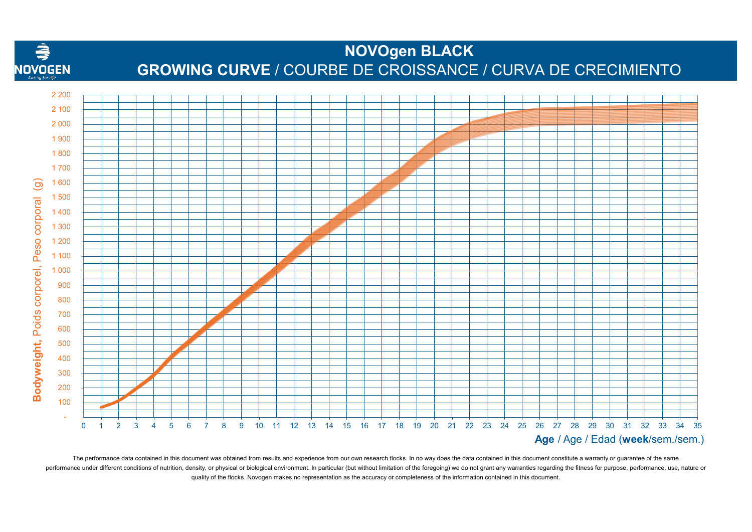# NOVOgen BLACK

## **GROWING CURVE** / COURBE DE CROISSANCE / CURVA DE CRECIMIENTO

**Bodyweight,** Poids corporel, Peso corporal (g)

**Age** / Age / Edad (**week**/sem./sem.)

The performance data contained in this document was obtained from results and experience from our own research flocks. In no way does the data contained in this document constitute a warranty or guarantee of the same performance under different conditions of nutrition, density, or physical or biological environment. In particular (but without limitation of the foregoing) we do not grant any warranties regarding the fitness for purpose, performance, use, nature or quality of the flocks. Novogen makes no representation as the accuracy or completeness of the information contained in this document.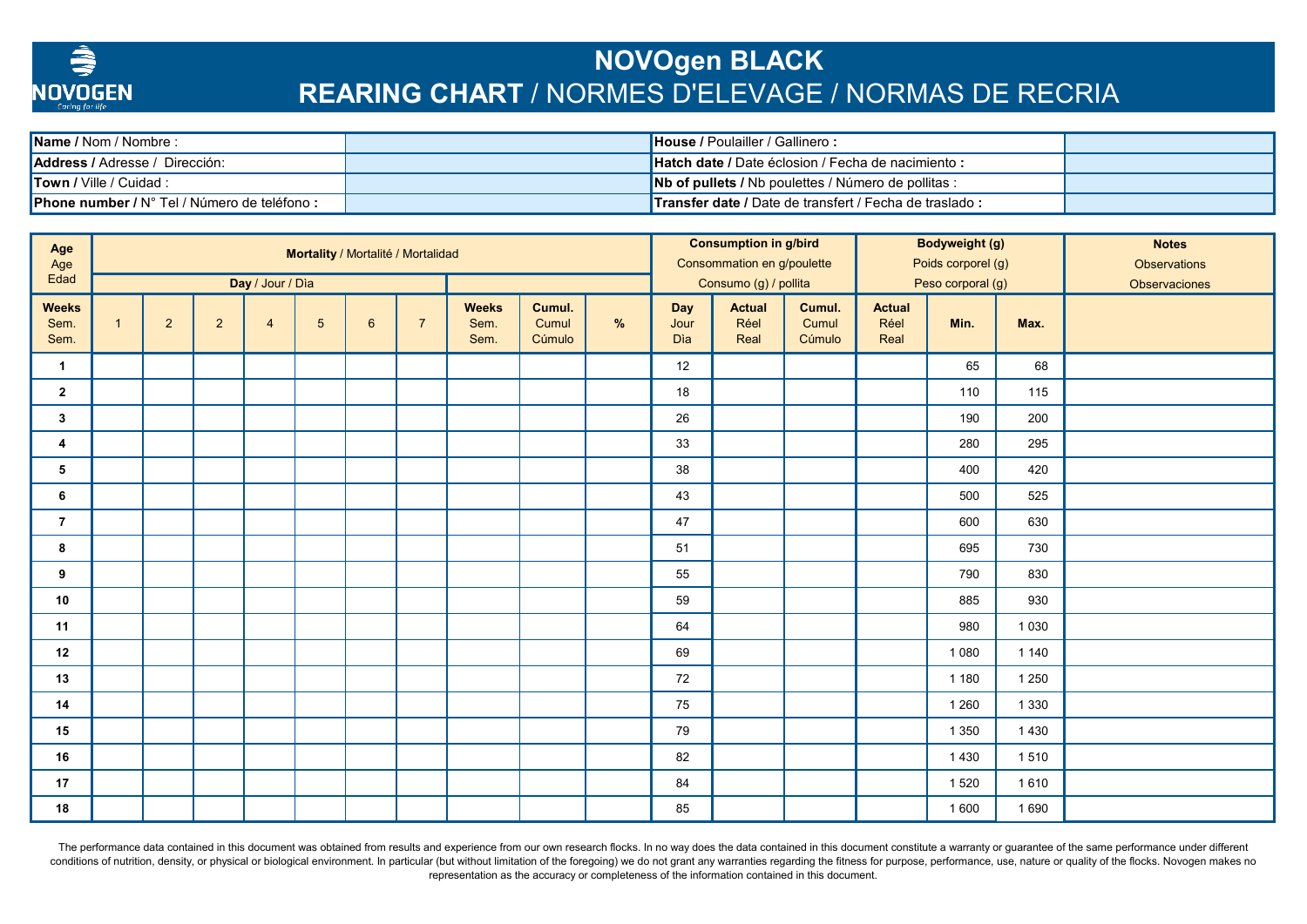# NOVOgen BLACK

## REARING CHART / NORMES D'ELEVAGE / NORMAS DE RECRIA

| | | | |
|---|---|---|---|
| **Name /** Nom / Nombre : | | **House /** Poulailler / Gallinero **:** | |
| **Address /** Adresse / Dirección: | | **Hatch date /** Date éclosion / Fecha de nacimiento **:** | |
| **Town /** Ville / Cuidad : | | **Nb of pullets /** Nb poulettes / Número de pollitas : | |
| **Phone number /** N° Tel / Número de teléfono **:** | | **Transfer date /** Date de transfert / Fecha de traslado **:** | |

| **Age** Age Edad | **Mortality** / Mortalité / Mortalidad | | | | | | | | | | **Consumption in g/bird** Consommation en g/poulette Consumo (g) / pollita | | | **Bodyweight (g)** Poids corporel (g) Peso corporal (g) | | | **Notes** Observations Observaciones |
|---|---|---|---|---|---|---|---|---|---|---|---|---|---|---|---|---|---|
| | **Day** / Jour / Dìa | | | | | | | | | | | | | | | | |
| **Weeks** Sem. Sem. | 1 | 2 | 2 | 4 | 5 | 6 | 7 | **Weeks** Sem. Sem. | **Cumul.** Cumul Cúmulo | **%** | **Day** Jour Dia | **Actual** Réel Real | **Cumul.** Cumul Cúmulo | **Actual** Réel Real | **Min.** | **Max.** | |
| **1** | | | | | | | | | | | 12 | | | | 65 | 68 | |
| **2** | | | | | | | | | | | 18 | | | | 110 | 115 | |
| **3** | | | | | | | | | | | 26 | | | | 190 | 200 | |
| **4** | | | | | | | | | | | 33 | | | | 280 | 295 | |
| **5** | | | | | | | | | | | 38 | | | | 400 | 420 | |
| **6** | | | | | | | | | | | 43 | | | | 500 | 525 | |
| **7** | | | | | | | | | | | 47 | | | | 600 | 630 | |
| **8** | | | | | | | | | | | 51 | | | | 695 | 730 | |
| **9** | | | | | | | | | | | 55 | | | | 790 | 830 | |
| **10** | | | | | | | | | | | 59 | | | | 885 | 930 | |
| **11** | | | | | | | | | | | 64 | | | | 980 | 1 030 | |
| **12** | | | | | | | | | | | 69 | | | | 1 080 | 1 140 | |
| **13** | | | | | | | | | | | 72 | | | | 1 180 | 1 250 | |
| **14** | | | | | | | | | | | 75 | | | | 1 260 | 1 330 | |
| **15** | | | | | | | | | | | 79 | | | | 1 350 | 1 430 | |
| **16** | | | | | | | | | | | 82 | | | | 1 430 | 1 510 | |
| **17** | | | | | | | | | | | 84 | | | | 1 520 | 1 610 | |
| **18** | | | | | | | | | | | 85 | | | | 1 600 | 1 690 | |

The performance data contained in this document was obtained from results and experience from our own research flocks. In no way does the data contained in this document constitute a warranty or guarantee of the same performance under different conditions of nutrition, density, or physical or biological environment. In particular (but without limitation of the foregoing) we do not grant any warranties regarding the fitness for purpose, performance, use, nature or quality of the flocks. Novogen makes no representation as the accuracy or completeness of the information contained in this document.